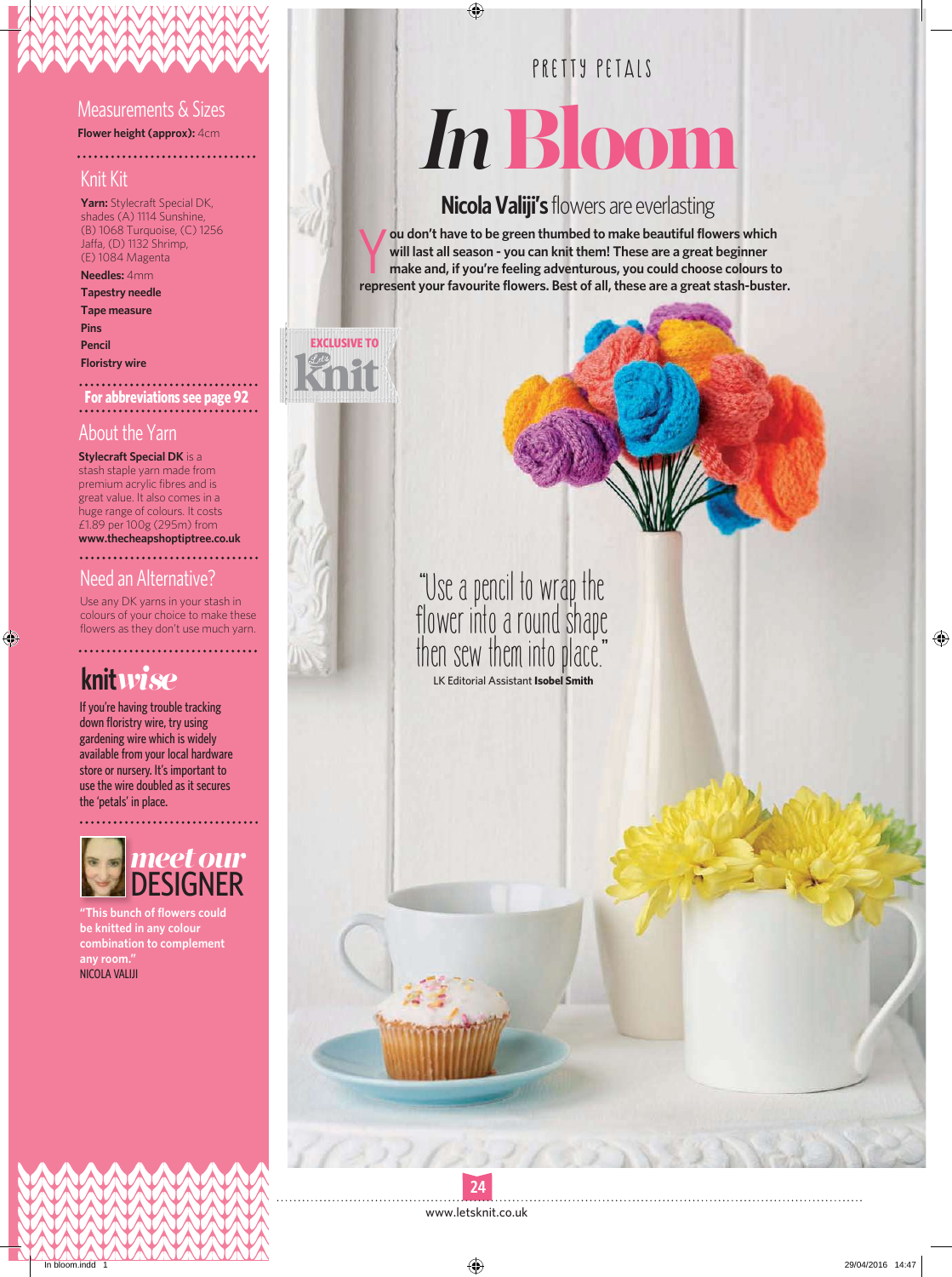PRETTY PETALS

# *In* Bloom

## **Nicola Valiji's** flowers are everlasting

**You don't have to be green thumbed to make beautiful flowers which will last all season - you can knit them! These are a great beginner make and, if you're feeling adventurous, you could choose colours to represent your favourite flowers. Best of all, these are a great stash-buster.**

EXCLUSIVE TO Let's Knit

"Use a pencil to wrap the flower into a round shape then sew them into place."

LK Editorial Assistant **Isobel Smith**

### Measurements & Sizes

**Flower height (approx):** 4cm

### Knit Kit

**Yarn:** Stylecraft Special DK, shades (A) 1114 Sunshine, (B) 1068 Turquoise, (C) 1256 Jaffa, (D) 1132 Shrimp, (E) 1084 Magenta

**Needles:** 4mm

**Tapestry needle**

**Tape measure**

**Pins**

**Pencil**

**Floristry wire**

**For abbreviations see page 92**

### About the Yarn

**Stylecraft Special DK** is a stash staple yarn made from premium acrylic fibres and is great value. It also comes in a huge range of colours. It costs £1.89 per 100g (295m) from **www.thecheapshoptiptree.co.uk**

### Need an Alternative?

Use any DK yarns in your stash in colours of your choice to make these flowers as they don't use much yarn.

### knit*wise*

If you're having trouble tracking down floristry wire, try using gardening wire which is widely available from your local hardware store or nursery. It's important to use the wire doubled as it secures the 'petals' in place.

### *meet our* DESIGNER

**"This bunch of flowers could be knitted in any colour combination to complement any room."**
NICOLA VALIJI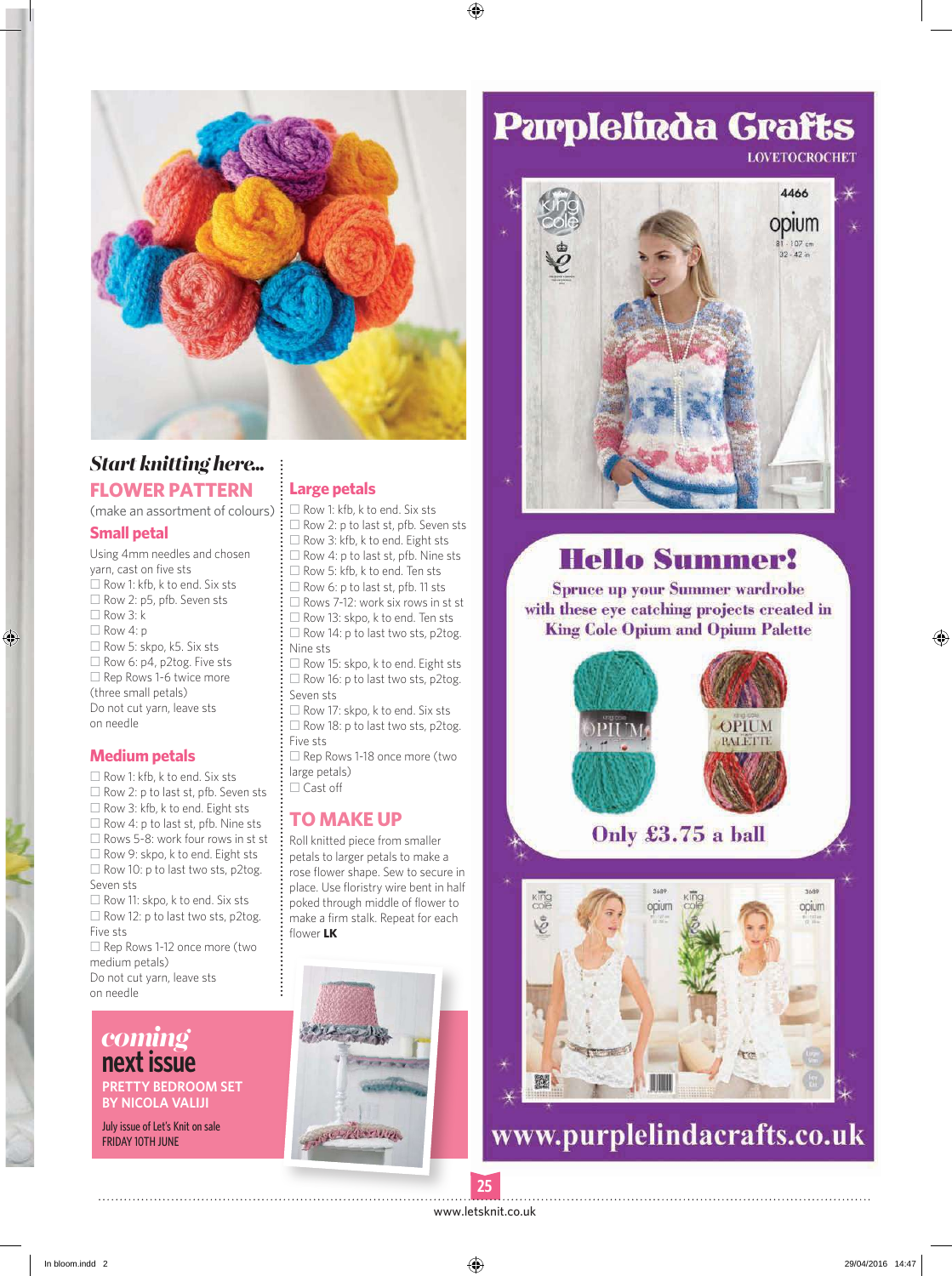*Start knitting here...*

## FLOWER PATTERN

(make an assortment of colours)

### Small petal

Using 4mm needles and chosen yarn, cast on five sts

- ☐ Row 1: kfb, k to end. Six sts
- ☐ Row 2: p5, pfb. Seven sts
- ☐ Row 3: k
- ☐ Row 4: p
- ☐ Row 5: skpo, k5. Six sts
- ☐ Row 6: p4, p2tog. Five sts
- ☐ Rep Rows 1-6 twice more (three small petals)

Do not cut yarn, leave sts on needle

### Medium petals

- ☐ Row 1: kfb, k to end. Six sts
- ☐ Row 2: p to last st, pfb. Seven sts
- ☐ Row 3: kfb, k to end. Eight sts
- ☐ Row 4: p to last st, pfb. Nine sts
- ☐ Rows 5-8: work four rows in st st
- ☐ Row 9: skpo, k to end. Eight sts
- ☐ Row 10: p to last two sts, p2tog. Seven sts
- ☐ Row 11: skpo, k to end. Six sts
- ☐ Row 12: p to last two sts, p2tog. Five sts
- ☐ Rep Rows 1-12 once more (two medium petals)

Do not cut yarn, leave sts on needle

### Large petals

- ☐ Row 1: kfb, k to end. Six sts
- ☐ Row 2: p to last st, pfb. Seven sts
- ☐ Row 3: kfb, k to end. Eight sts
- ☐ Row 4: p to last st, pfb. Nine sts
- ☐ Row 5: kfb, k to end. Ten sts
- ☐ Row 6: p to last st, pfb. 11 sts
- ☐ Rows 7-12: work six rows in st st
- ☐ Row 13: skpo, k to end. Ten sts
- ☐ Row 14: p to last two sts, p2tog. Nine sts
- ☐ Row 15: skpo, k to end. Eight sts
- ☐ Row 16: p to last two sts, p2tog. Seven sts
- ☐ Row 17: skpo, k to end. Six sts
- ☐ Row 18: p to last two sts, p2tog. Five sts
- ☐ Rep Rows 1-18 once more (two large petals)
- ☐ Cast off

## TO MAKE UP

Roll knitted piece from smaller petals to larger petals to make a rose flower shape. Sew to secure in place. Use floristry wire bent in half poked through middle of flower to make a firm stalk. Repeat for each flower **LK**

*coming* **next issue**

**PRETTY BEDROOM SET BY NICOLA VALIJI**

July issue of Let's Knit on sale FRIDAY 10TH JUNE

# Purplelinda Crafts

LOVETOCROCHET

## Hello Summer!

Spruce up your Summer wardrobe with these eye catching projects created in King Cole Opium and Opium Palette

**Only £3.75 a ball**

www.purplelindacrafts.co.uk